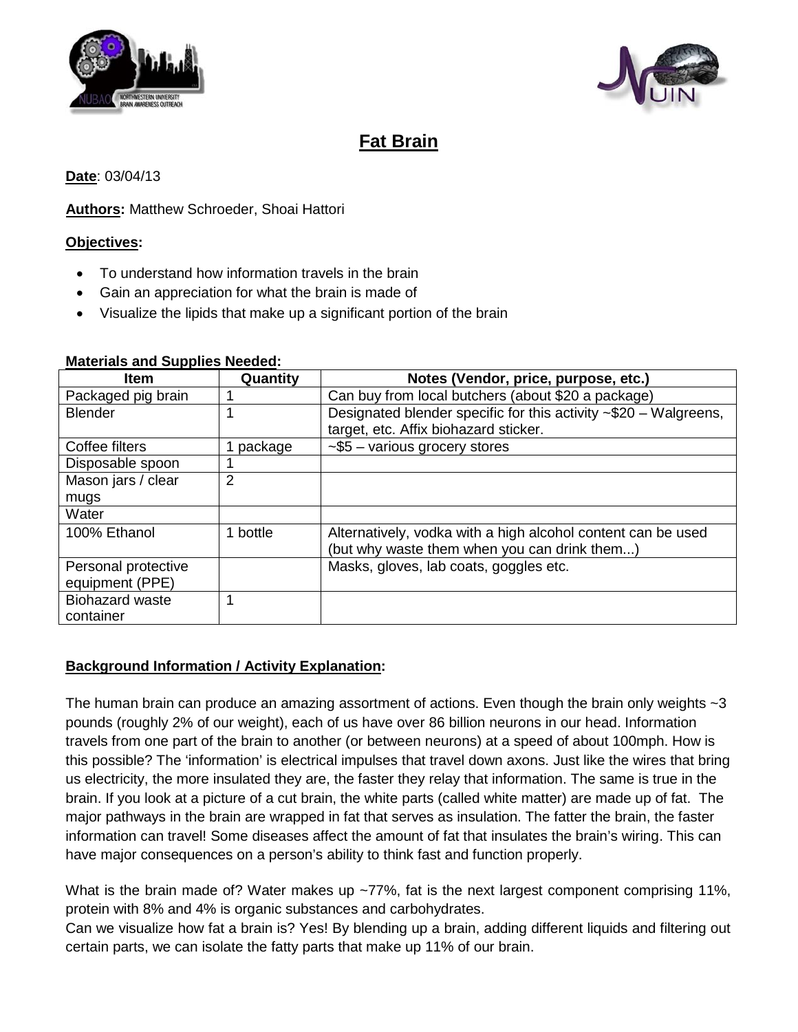# Fat Brain

**Date**: 03/04/13

**Authors:** Matthew Schroeder, Shoai Hattori

**Objectives:**

- To understand how information travels in the brain
- Gain an appreciation for what the brain is made of
- Visualize the lipids that make up a significant portion of the brain

**Materials and Supplies Needed:**

| Item | Quantity | Notes (Vendor, price, purpose, etc.) |
|---|---|---|
| Packaged pig brain | 1 | Can buy from local butchers (about $20 a package) |
| Blender | 1 | Designated blender specific for this activity ~$20 – Walgreens, target, etc. Affix biohazard sticker. |
| Coffee filters | 1 package | ~$5 – various grocery stores |
| Disposable spoon | 1 | |
| Mason jars / clear mugs | 2 | |
| Water | | |
| 100% Ethanol | 1 bottle | Alternatively, vodka with a high alcohol content can be used (but why waste them when you can drink them...) |
| Personal protective equipment (PPE) | | Masks, gloves, lab coats, goggles etc. |
| Biohazard waste container | 1 | |

**Background Information / Activity Explanation:**

The human brain can produce an amazing assortment of actions. Even though the brain only weights ~3 pounds (roughly 2% of our weight), each of us have over 86 billion neurons in our head. Information travels from one part of the brain to another (or between neurons) at a speed of about 100mph. How is this possible? The 'information' is electrical impulses that travel down axons. Just like the wires that bring us electricity, the more insulated they are, the faster they relay that information. The same is true in the brain. If you look at a picture of a cut brain, the white parts (called white matter) are made up of fat. The major pathways in the brain are wrapped in fat that serves as insulation. The fatter the brain, the faster information can travel! Some diseases affect the amount of fat that insulates the brain's wiring. This can have major consequences on a person's ability to think fast and function properly.

What is the brain made of? Water makes up ~77%, fat is the next largest component comprising 11%, protein with 8% and 4% is organic substances and carbohydrates.
Can we visualize how fat a brain is? Yes! By blending up a brain, adding different liquids and filtering out certain parts, we can isolate the fatty parts that make up 11% of our brain.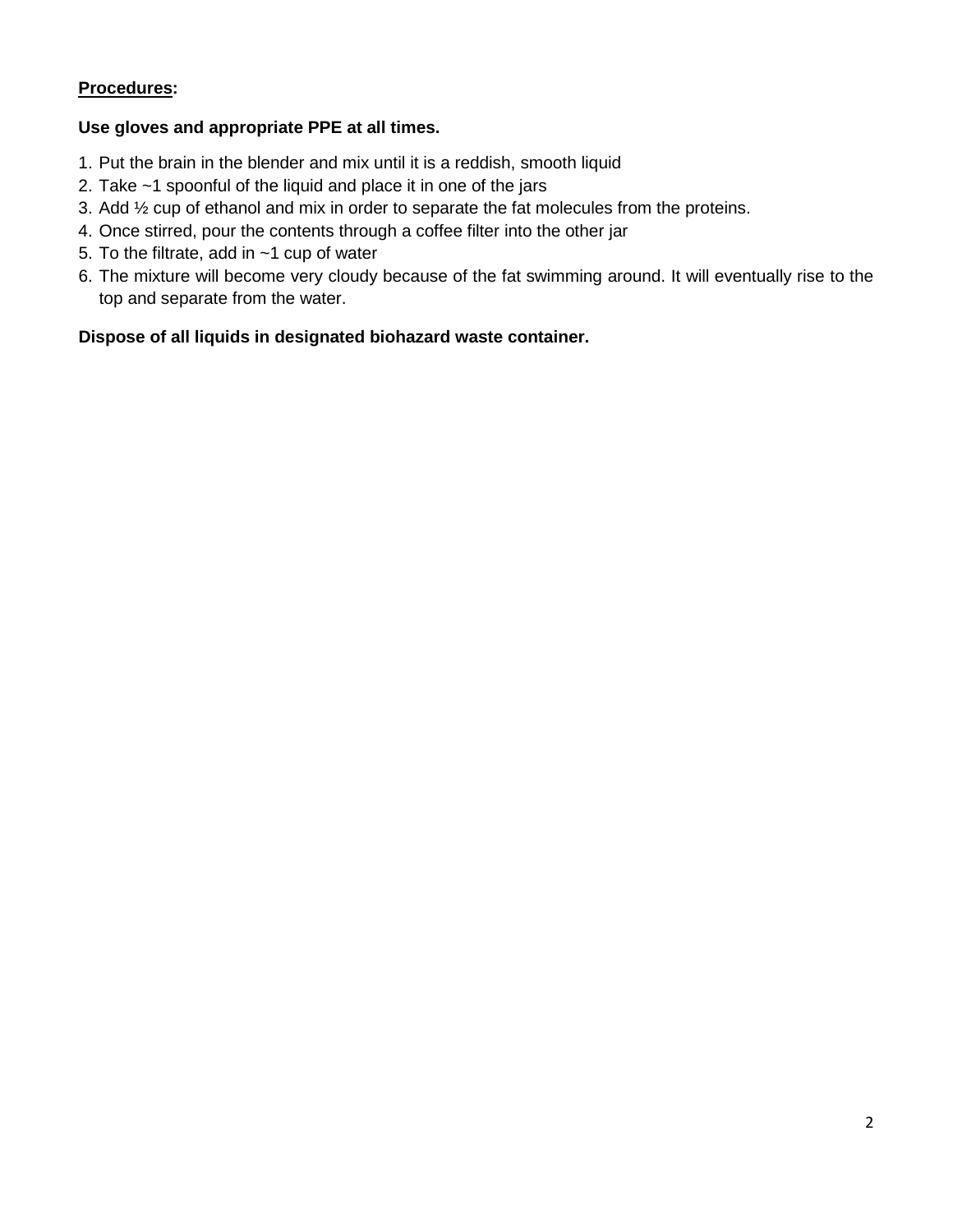**<u>Procedures</u>:**

**Use gloves and appropriate PPE at all times.**

1. Put the brain in the blender and mix until it is a reddish, smooth liquid
2. Take ~1 spoonful of the liquid and place it in one of the jars
3. Add ½ cup of ethanol and mix in order to separate the fat molecules from the proteins.
4. Once stirred, pour the contents through a coffee filter into the other jar
5. To the filtrate, add in ~1 cup of water
6. The mixture will become very cloudy because of the fat swimming around. It will eventually rise to the top and separate from the water.

**Dispose of all liquids in designated biohazard waste container.**